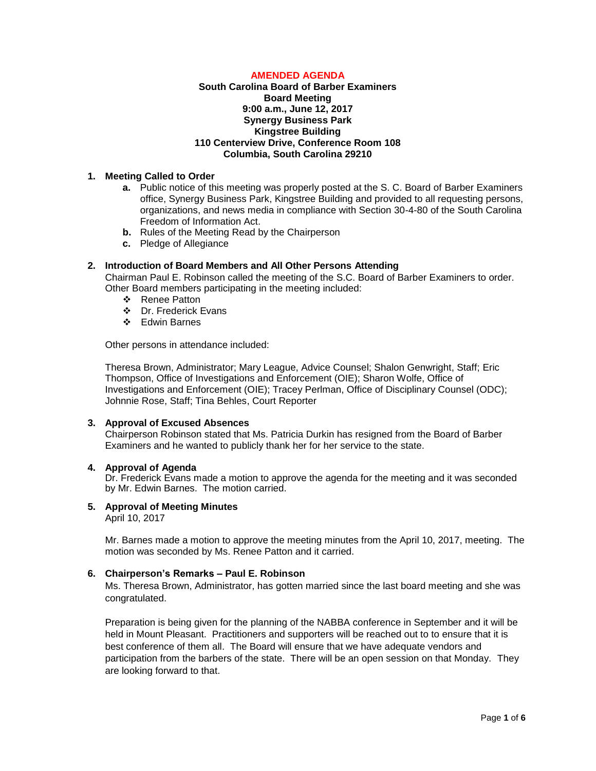**AMENDED AGENDA**

**South Carolina Board of Barber Examiners**
**Board Meeting**
**9:00 a.m., June 12, 2017**
**Synergy Business Park**
**Kingstree Building**
**110 Centerview Drive, Conference Room 108**
**Columbia, South Carolina 29210**

**1. Meeting Called to Order**

- **a.** Public notice of this meeting was properly posted at the S. C. Board of Barber Examiners office, Synergy Business Park, Kingstree Building and provided to all requesting persons, organizations, and news media in compliance with Section 30-4-80 of the South Carolina Freedom of Information Act.
- **b.** Rules of the Meeting Read by the Chairperson
- **c.** Pledge of Allegiance

**2. Introduction of Board Members and All Other Persons Attending**

Chairman Paul E. Robinson called the meeting of the S.C. Board of Barber Examiners to order. Other Board members participating in the meeting included:

- Renee Patton
- Dr. Frederick Evans
- Edwin Barnes

Other persons in attendance included:

Theresa Brown, Administrator; Mary League, Advice Counsel; Shalon Genwright, Staff; Eric Thompson, Office of Investigations and Enforcement (OIE); Sharon Wolfe, Office of Investigations and Enforcement (OIE); Tracey Perlman, Office of Disciplinary Counsel (ODC); Johnnie Rose, Staff; Tina Behles, Court Reporter

**3. Approval of Excused Absences**

Chairperson Robinson stated that Ms. Patricia Durkin has resigned from the Board of Barber Examiners and he wanted to publicly thank her for her service to the state.

**4. Approval of Agenda**

Dr. Frederick Evans made a motion to approve the agenda for the meeting and it was seconded by Mr. Edwin Barnes. The motion carried.

**5. Approval of Meeting Minutes**

April 10, 2017

Mr. Barnes made a motion to approve the meeting minutes from the April 10, 2017, meeting. The motion was seconded by Ms. Renee Patton and it carried.

**6. Chairperson's Remarks – Paul E. Robinson**

Ms. Theresa Brown, Administrator, has gotten married since the last board meeting and she was congratulated.

Preparation is being given for the planning of the NABBA conference in September and it will be held in Mount Pleasant. Practitioners and supporters will be reached out to to ensure that it is best conference of them all. The Board will ensure that we have adequate vendors and participation from the barbers of the state. There will be an open session on that Monday. They are looking forward to that.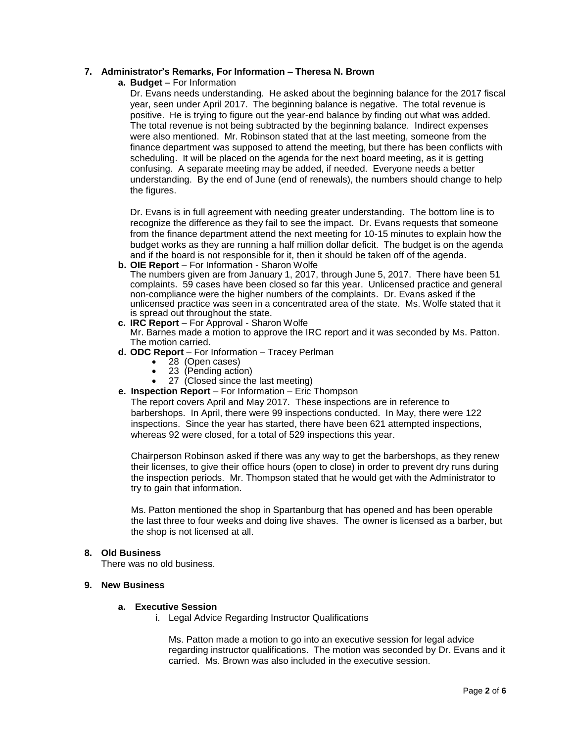7. **Administrator's Remarks, For Information – Theresa N. Brown**

   a. **Budget** – For Information

      Dr. Evans needs understanding. He asked about the beginning balance for the 2017 fiscal year, seen under April 2017. The beginning balance is negative. The total revenue is positive. He is trying to figure out the year-end balance by finding out what was added. The total revenue is not being subtracted by the beginning balance. Indirect expenses were also mentioned. Mr. Robinson stated that at the last meeting, someone from the finance department was supposed to attend the meeting, but there has been conflicts with scheduling. It will be placed on the agenda for the next board meeting, as it is getting confusing. A separate meeting may be added, if needed. Everyone needs a better understanding. By the end of June (end of renewals), the numbers should change to help the figures.

      Dr. Evans is in full agreement with needing greater understanding. The bottom line is to recognize the difference as they fail to see the impact. Dr. Evans requests that someone from the finance department attend the next meeting for 10-15 minutes to explain how the budget works as they are running a half million dollar deficit. The budget is on the agenda and if the board is not responsible for it, then it should be taken off of the agenda.

   b. **OIE Report** – For Information - Sharon Wolfe

      The numbers given are from January 1, 2017, through June 5, 2017. There have been 51 complaints. 59 cases have been closed so far this year. Unlicensed practice and general non-compliance were the higher numbers of the complaints. Dr. Evans asked if the unlicensed practice was seen in a concentrated area of the state. Ms. Wolfe stated that it is spread out throughout the state.

   c. **IRC Report** – For Approval - Sharon Wolfe

      Mr. Barnes made a motion to approve the IRC report and it was seconded by Ms. Patton. The motion carried.

   d. **ODC Report** – For Information – Tracey Perlman

      - 28 (Open cases)
      - 23 (Pending action)
      - 27 (Closed since the last meeting)

   e. **Inspection Report** – For Information – Eric Thompson

      The report covers April and May 2017. These inspections are in reference to barbershops. In April, there were 99 inspections conducted. In May, there were 122 inspections. Since the year has started, there have been 621 attempted inspections, whereas 92 were closed, for a total of 529 inspections this year.

      Chairperson Robinson asked if there was any way to get the barbershops, as they renew their licenses, to give their office hours (open to close) in order to prevent dry runs during the inspection periods. Mr. Thompson stated that he would get with the Administrator to try to gain that information.

      Ms. Patton mentioned the shop in Spartanburg that has opened and has been operable the last three to four weeks and doing live shaves. The owner is licensed as a barber, but the shop is not licensed at all.

8. **Old Business**

   There was no old business.

9. **New Business**

   a. **Executive Session**

      i. Legal Advice Regarding Instructor Qualifications

         Ms. Patton made a motion to go into an executive session for legal advice regarding instructor qualifications. The motion was seconded by Dr. Evans and it carried. Ms. Brown was also included in the executive session.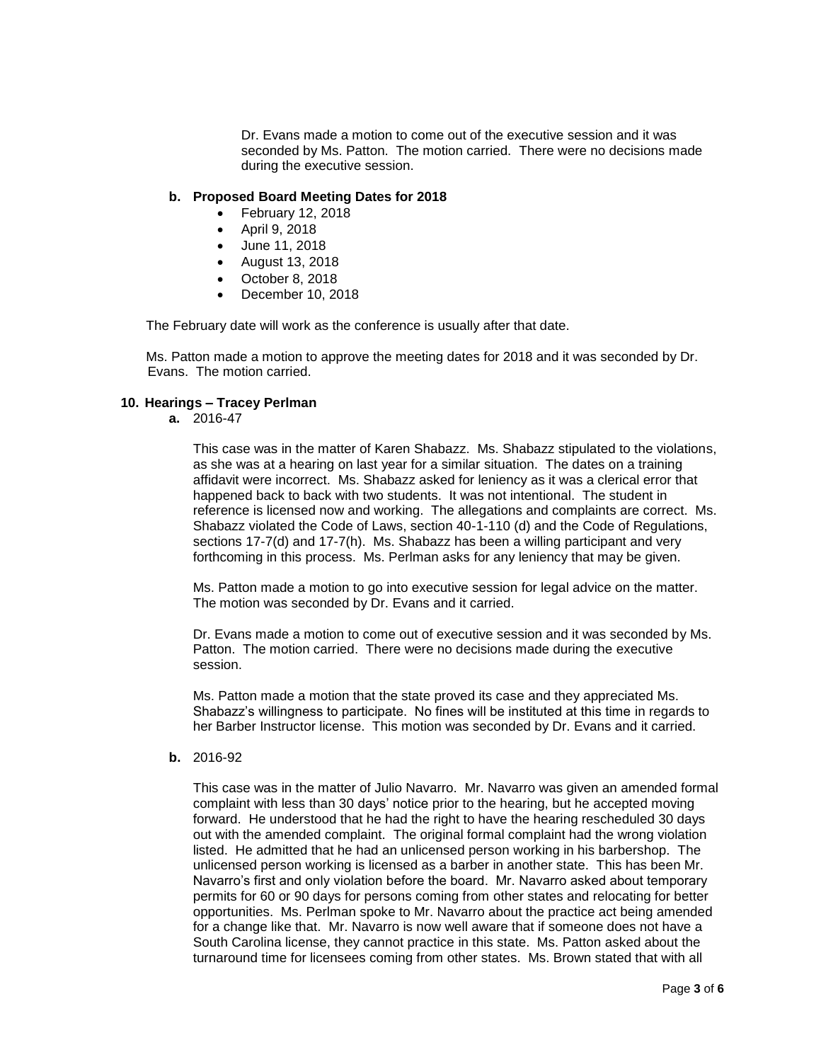Dr. Evans made a motion to come out of the executive session and it was seconded by Ms. Patton. The motion carried. There were no decisions made during the executive session.

**b. Proposed Board Meeting Dates for 2018**

- February 12, 2018
- April 9, 2018
- June 11, 2018
- August 13, 2018
- October 8, 2018
- December 10, 2018

The February date will work as the conference is usually after that date.

Ms. Patton made a motion to approve the meeting dates for 2018 and it was seconded by Dr. Evans. The motion carried.

**10. Hearings – Tracey Perlman**

**a.** 2016-47

This case was in the matter of Karen Shabazz. Ms. Shabazz stipulated to the violations, as she was at a hearing on last year for a similar situation. The dates on a training affidavit were incorrect. Ms. Shabazz asked for leniency as it was a clerical error that happened back to back with two students. It was not intentional. The student in reference is licensed now and working. The allegations and complaints are correct. Ms. Shabazz violated the Code of Laws, section 40-1-110 (d) and the Code of Regulations, sections 17-7(d) and 17-7(h). Ms. Shabazz has been a willing participant and very forthcoming in this process. Ms. Perlman asks for any leniency that may be given.

Ms. Patton made a motion to go into executive session for legal advice on the matter. The motion was seconded by Dr. Evans and it carried.

Dr. Evans made a motion to come out of executive session and it was seconded by Ms. Patton. The motion carried. There were no decisions made during the executive session.

Ms. Patton made a motion that the state proved its case and they appreciated Ms. Shabazz's willingness to participate. No fines will be instituted at this time in regards to her Barber Instructor license. This motion was seconded by Dr. Evans and it carried.

**b.** 2016-92

This case was in the matter of Julio Navarro. Mr. Navarro was given an amended formal complaint with less than 30 days' notice prior to the hearing, but he accepted moving forward. He understood that he had the right to have the hearing rescheduled 30 days out with the amended complaint. The original formal complaint had the wrong violation listed. He admitted that he had an unlicensed person working in his barbershop. The unlicensed person working is licensed as a barber in another state. This has been Mr. Navarro's first and only violation before the board. Mr. Navarro asked about temporary permits for 60 or 90 days for persons coming from other states and relocating for better opportunities. Ms. Perlman spoke to Mr. Navarro about the practice act being amended for a change like that. Mr. Navarro is now well aware that if someone does not have a South Carolina license, they cannot practice in this state. Ms. Patton asked about the turnaround time for licensees coming from other states. Ms. Brown stated that with all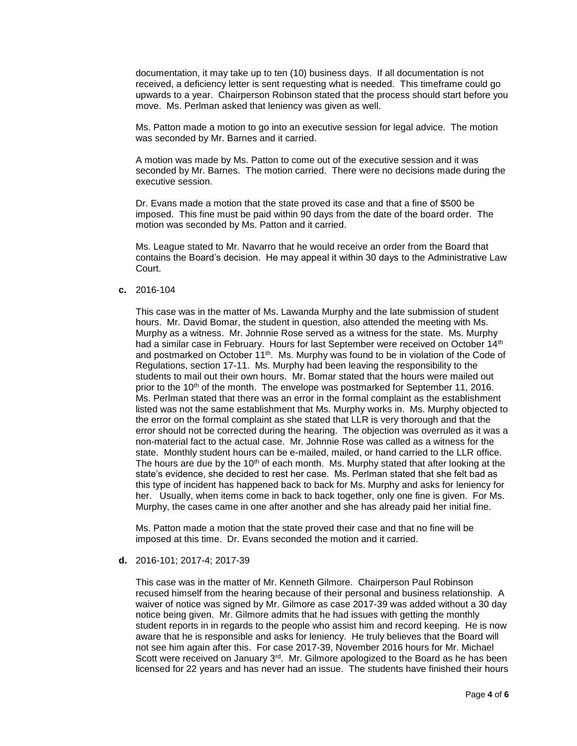documentation, it may take up to ten (10) business days. If all documentation is not received, a deficiency letter is sent requesting what is needed. This timeframe could go upwards to a year. Chairperson Robinson stated that the process should start before you move. Ms. Perlman asked that leniency was given as well.

Ms. Patton made a motion to go into an executive session for legal advice. The motion was seconded by Mr. Barnes and it carried.

A motion was made by Ms. Patton to come out of the executive session and it was seconded by Mr. Barnes. The motion carried. There were no decisions made during the executive session.

Dr. Evans made a motion that the state proved its case and that a fine of $500 be imposed. This fine must be paid within 90 days from the date of the board order. The motion was seconded by Ms. Patton and it carried.

Ms. League stated to Mr. Navarro that he would receive an order from the Board that contains the Board's decision. He may appeal it within 30 days to the Administrative Law Court.

**c.** 2016-104

This case was in the matter of Ms. Lawanda Murphy and the late submission of student hours. Mr. David Bomar, the student in question, also attended the meeting with Ms. Murphy as a witness. Mr. Johnnie Rose served as a witness for the state. Ms. Murphy had a similar case in February. Hours for last September were received on October 14th and postmarked on October 11th. Ms. Murphy was found to be in violation of the Code of Regulations, section 17-11. Ms. Murphy had been leaving the responsibility to the students to mail out their own hours. Mr. Bomar stated that the hours were mailed out prior to the 10th of the month. The envelope was postmarked for September 11, 2016. Ms. Perlman stated that there was an error in the formal complaint as the establishment listed was not the same establishment that Ms. Murphy works in. Ms. Murphy objected to the error on the formal complaint as she stated that LLR is very thorough and that the error should not be corrected during the hearing. The objection was overruled as it was a non-material fact to the actual case. Mr. Johnnie Rose was called as a witness for the state. Monthly student hours can be e-mailed, mailed, or hand carried to the LLR office. The hours are due by the 10th of each month. Ms. Murphy stated that after looking at the state's evidence, she decided to rest her case. Ms. Perlman stated that she felt bad as this type of incident has happened back to back for Ms. Murphy and asks for leniency for her. Usually, when items come in back to back together, only one fine is given. For Ms. Murphy, the cases came in one after another and she has already paid her initial fine.

Ms. Patton made a motion that the state proved their case and that no fine will be imposed at this time. Dr. Evans seconded the motion and it carried.

**d.** 2016-101; 2017-4; 2017-39

This case was in the matter of Mr. Kenneth Gilmore. Chairperson Paul Robinson recused himself from the hearing because of their personal and business relationship. A waiver of notice was signed by Mr. Gilmore as case 2017-39 was added without a 30 day notice being given. Mr. Gilmore admits that he had issues with getting the monthly student reports in in regards to the people who assist him and record keeping. He is now aware that he is responsible and asks for leniency. He truly believes that the Board will not see him again after this. For case 2017-39, November 2016 hours for Mr. Michael Scott were received on January 3rd. Mr. Gilmore apologized to the Board as he has been licensed for 22 years and has never had an issue. The students have finished their hours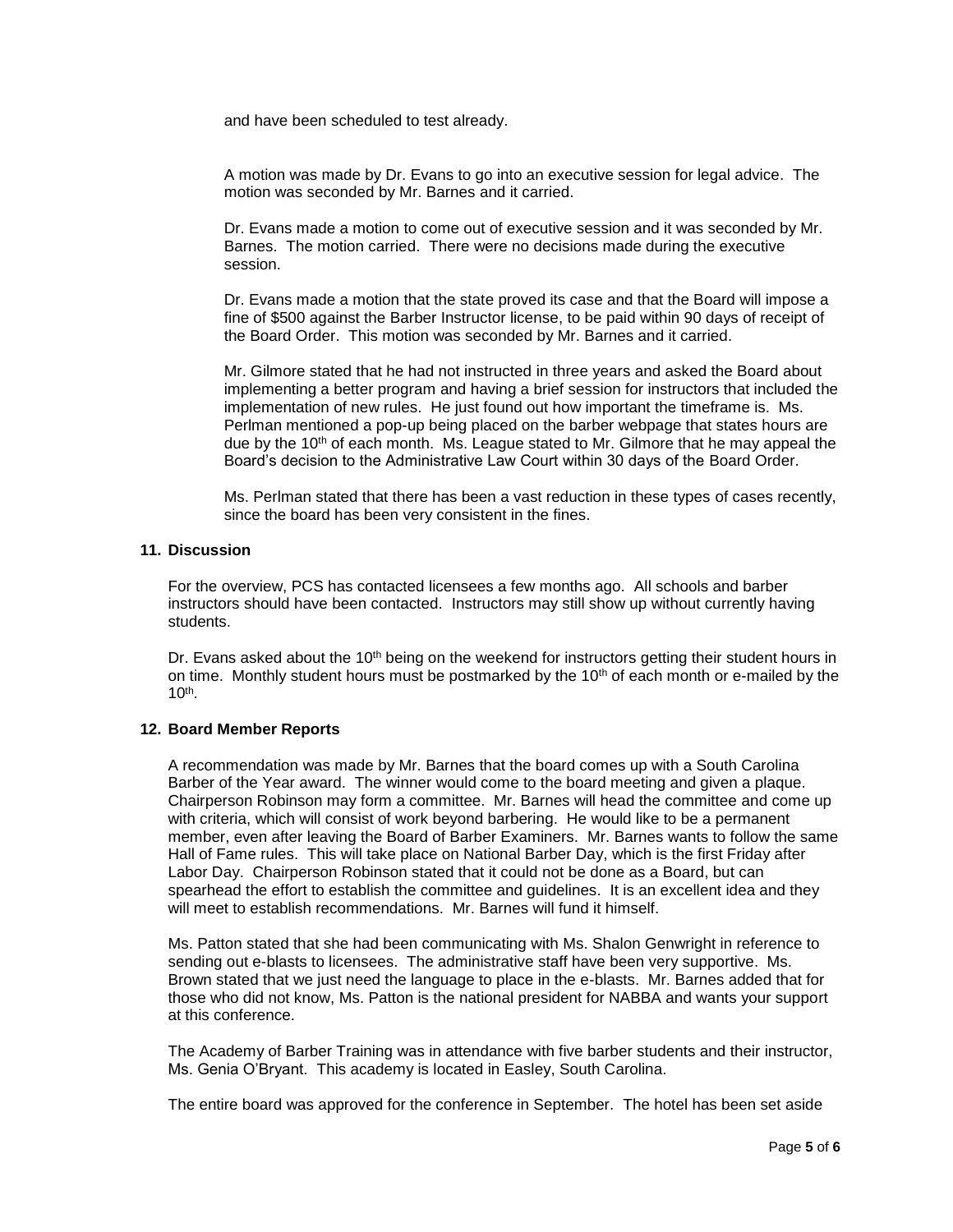and have been scheduled to test already.

A motion was made by Dr. Evans to go into an executive session for legal advice. The motion was seconded by Mr. Barnes and it carried.

Dr. Evans made a motion to come out of executive session and it was seconded by Mr. Barnes. The motion carried. There were no decisions made during the executive session.

Dr. Evans made a motion that the state proved its case and that the Board will impose a fine of $500 against the Barber Instructor license, to be paid within 90 days of receipt of the Board Order. This motion was seconded by Mr. Barnes and it carried.

Mr. Gilmore stated that he had not instructed in three years and asked the Board about implementing a better program and having a brief session for instructors that included the implementation of new rules. He just found out how important the timeframe is. Ms. Perlman mentioned a pop-up being placed on the barber webpage that states hours are due by the 10th of each month. Ms. League stated to Mr. Gilmore that he may appeal the Board's decision to the Administrative Law Court within 30 days of the Board Order.

Ms. Perlman stated that there has been a vast reduction in these types of cases recently, since the board has been very consistent in the fines.

## 11. Discussion

For the overview, PCS has contacted licensees a few months ago. All schools and barber instructors should have been contacted. Instructors may still show up without currently having students.

Dr. Evans asked about the 10th being on the weekend for instructors getting their student hours in on time. Monthly student hours must be postmarked by the 10th of each month or e-mailed by the 10th.

## 12. Board Member Reports

A recommendation was made by Mr. Barnes that the board comes up with a South Carolina Barber of the Year award. The winner would come to the board meeting and given a plaque. Chairperson Robinson may form a committee. Mr. Barnes will head the committee and come up with criteria, which will consist of work beyond barbering. He would like to be a permanent member, even after leaving the Board of Barber Examiners. Mr. Barnes wants to follow the same Hall of Fame rules. This will take place on National Barber Day, which is the first Friday after Labor Day. Chairperson Robinson stated that it could not be done as a Board, but can spearhead the effort to establish the committee and guidelines. It is an excellent idea and they will meet to establish recommendations. Mr. Barnes will fund it himself.

Ms. Patton stated that she had been communicating with Ms. Shalon Genwright in reference to sending out e-blasts to licensees. The administrative staff have been very supportive. Ms. Brown stated that we just need the language to place in the e-blasts. Mr. Barnes added that for those who did not know, Ms. Patton is the national president for NABBA and wants your support at this conference.

The Academy of Barber Training was in attendance with five barber students and their instructor, Ms. Genia O'Bryant. This academy is located in Easley, South Carolina.

The entire board was approved for the conference in September. The hotel has been set aside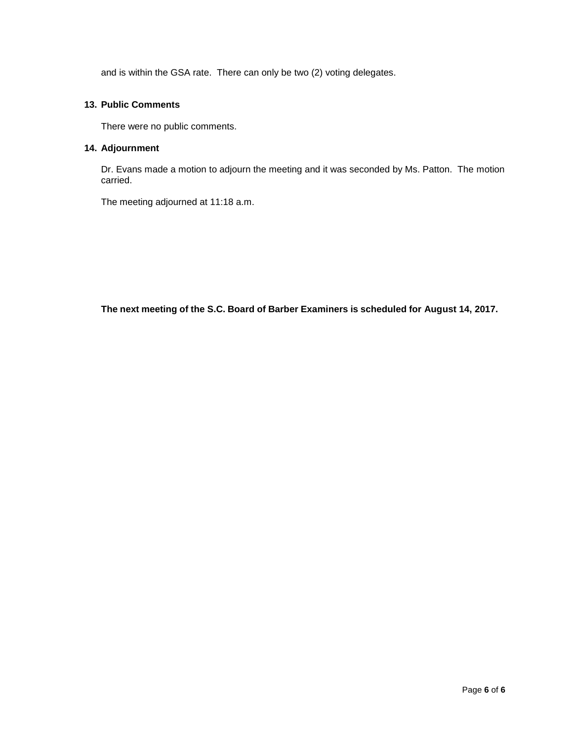and is within the GSA rate. There can only be two (2) voting delegates.

## 13. Public Comments

There were no public comments.

## 14. Adjournment

Dr. Evans made a motion to adjourn the meeting and it was seconded by Ms. Patton. The motion carried.

The meeting adjourned at 11:18 a.m.

**The next meeting of the S.C. Board of Barber Examiners is scheduled for August 14, 2017.**